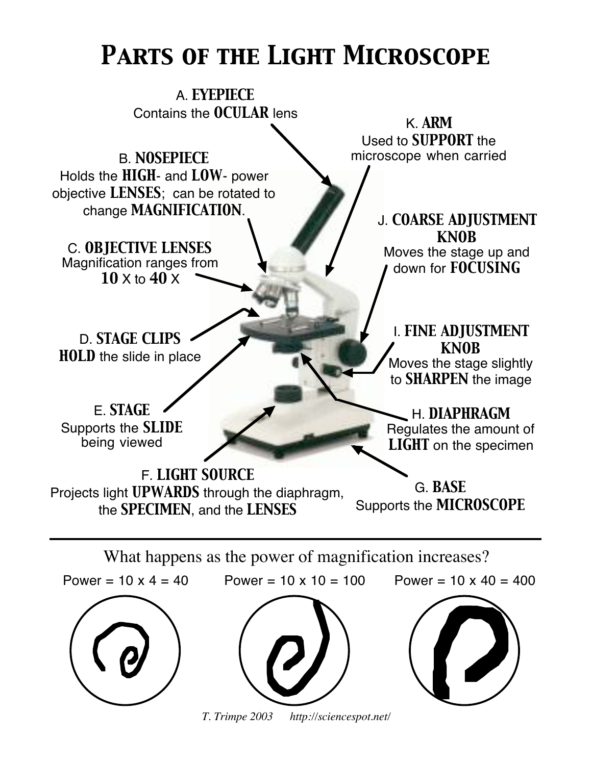# Parts of the Light Microscope

A. **EYEPIECE**
Contains the **OCULAR** lens

B. **NOSEPIECE**
Holds the **HIGH**- and **LOW**- power objective **LENSES**; can be rotated to change **MAGNIFICATION**.

C. **OBJECTIVE LENSES**
Magnification ranges from **10** X to **40** X

D. **STAGE CLIPS**
**HOLD** the slide in place

E. **STAGE**
Supports the **SLIDE** being viewed

F. **LIGHT SOURCE**
Projects light **UPWARDS** through the diaphragm, the **SPECIMEN**, and the **LENSES**

G. **BASE**
Supports the **MICROSCOPE**

H. **DIAPHRAGM**
Regulates the amount of **LIGHT** on the specimen

I. **FINE ADJUSTMENT KNOB**
Moves the stage slightly to **SHARPEN** the image

J. **COARSE ADJUSTMENT KNOB**
Moves the stage up and down for **FOCUSING**

K. **ARM**
Used to **SUPPORT** the microscope when carried

---

What happens as the power of magnification increases?

Power = 10 x 4 = 40

Power = 10 x 10 = 100

Power = 10 x 40 = 400

*T. Trimpe 2003 http://sciencespot.net/*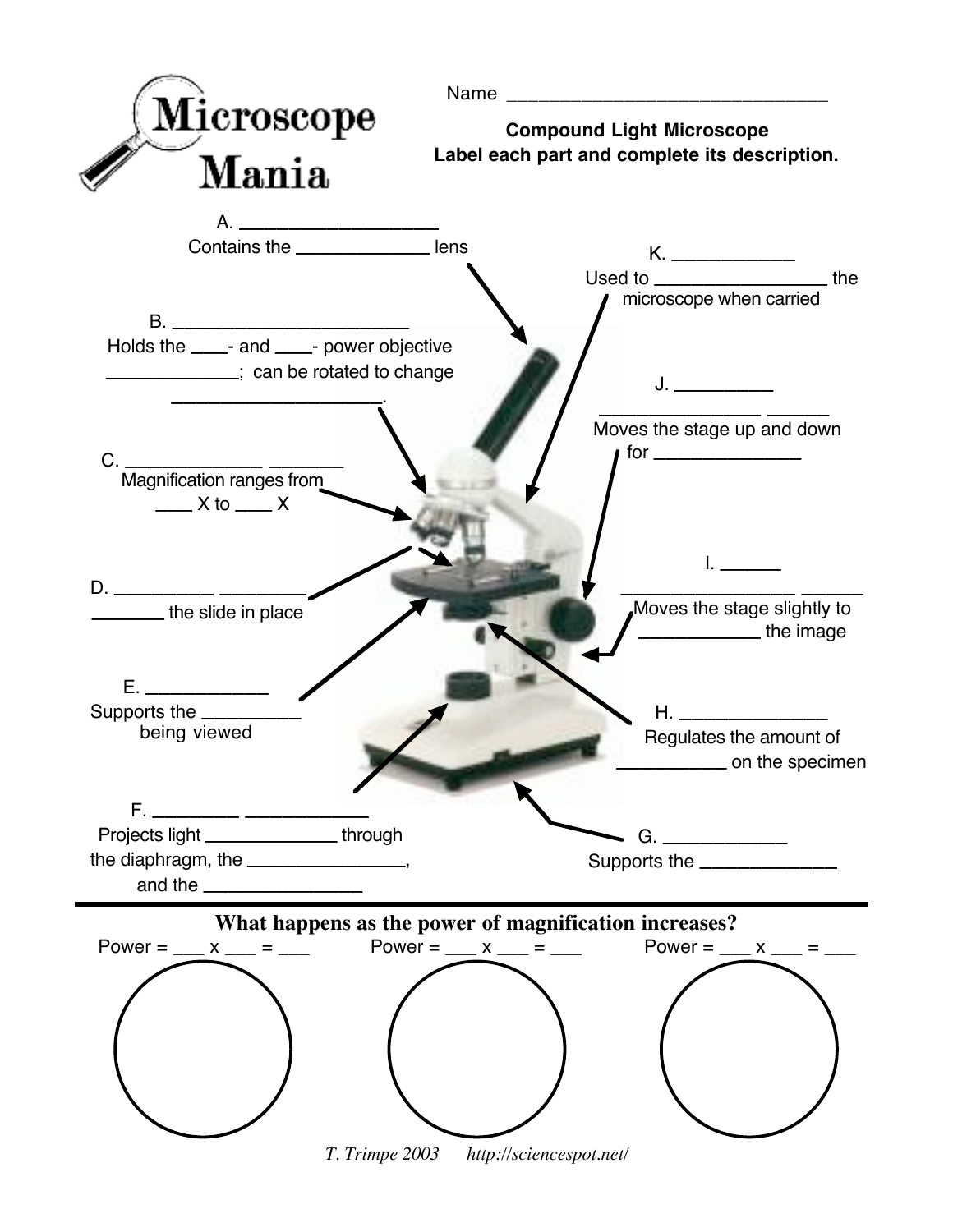# Microscope Mania

Name ________________________________

**Compound Light Microscope**
**Label each part and complete its description.**

A. ____________________
Contains the ______________ lens

B. ________________________
Holds the ____- and ____- power objective ______________; can be rotated to change ______________________.

C. ______________ ________
Magnification ranges from ____ X to ____ X

D. __________ _________
________ the slide in place

E. ____________
Supports the __________ being viewed

F. _________ ____________
Projects light ______________ through the diaphragm, the ________________, and the ________________

G. ____________
Supports the ______________

H. ______________
Regulates the amount of ___________ on the specimen

I. ______
_________________ ______
Moves the stage slightly to ____________ the image

J. __________
_________________ ______
Moves the stage up and down for _______________

K. ____________
Used to __________________ the microscope when carried

## What happens as the power of magnification increases?

Power = ___ x ___ = ___

Power = ___ x ___ = ___

Power = ___ x ___ = ___

*T. Trimpe 2003 http://sciencespot.net/*